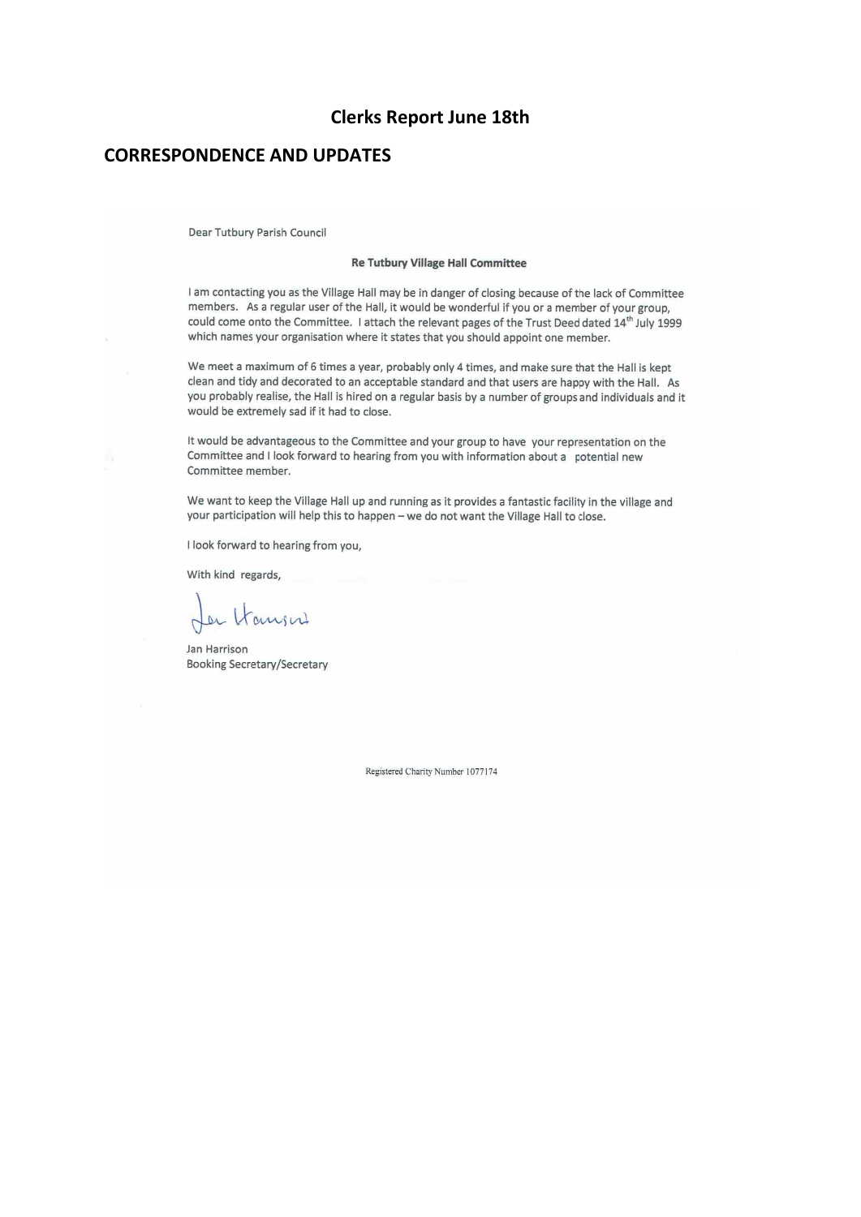# Clerks Report June 18th

## CORRESPONDENCE AND UPDATES

Dear Tutbury Parish Council

**Re Tutbury Village Hall Committee**

I am contacting you as the Village Hall may be in danger of closing because of the lack of Committee members. As a regular user of the Hall, it would be wonderful if you or a member of your group, could come onto the Committee. I attach the relevant pages of the Trust Deed dated 14th July 1999 which names your organisation where it states that you should appoint one member.

We meet a maximum of 6 times a year, probably only 4 times, and make sure that the Hall is kept clean and tidy and decorated to an acceptable standard and that users are happy with the Hall. As you probably realise, the Hall is hired on a regular basis by a number of groups and individuals and it would be extremely sad if it had to close.

It would be advantageous to the Committee and your group to have your representation on the Committee and I look forward to hearing from you with information about a potential new Committee member.

We want to keep the Village Hall up and running as it provides a fantastic facility in the village and your participation will help this to happen – we do not want the Village Hall to close.

I look forward to hearing from you,

With kind regards,

Jan Harrison
Booking Secretary/Secretary

Registered Charity Number 1077174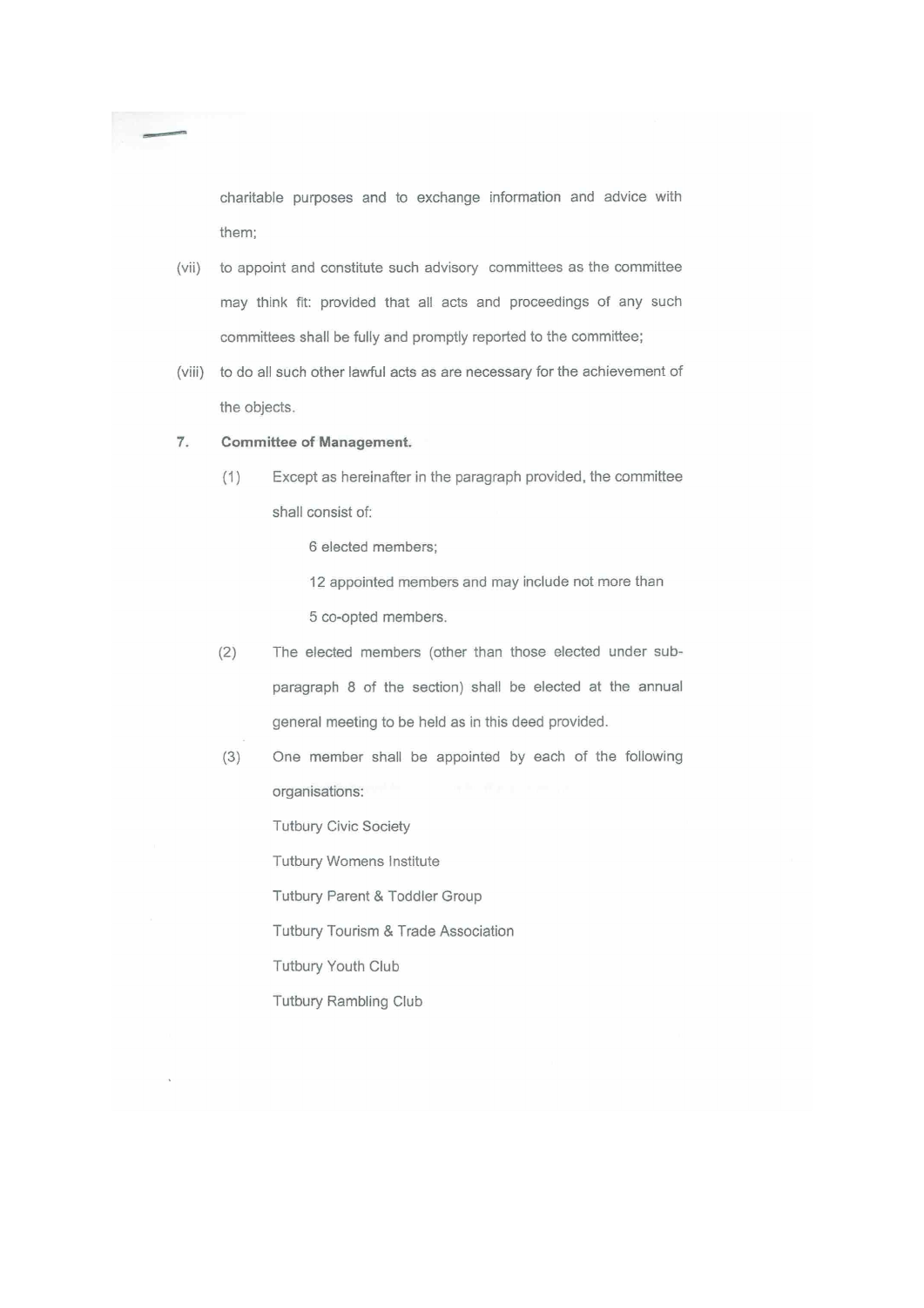charitable purposes and to exchange information and advice with them;

(vii) to appoint and constitute such advisory committees as the committee may think fit: provided that all acts and proceedings of any such committees shall be fully and promptly reported to the committee;

(viii) to do all such other lawful acts as are necessary for the achievement of the objects.

**7. Committee of Management.**

(1) Except as hereinafter in the paragraph provided, the committee shall consist of:

6 elected members;

12 appointed members and may include not more than

5 co-opted members.

(2) The elected members (other than those elected under sub-paragraph 8 of the section) shall be elected at the annual general meeting to be held as in this deed provided.

(3) One member shall be appointed by each of the following organisations:

Tutbury Civic Society

Tutbury Womens Institute

Tutbury Parent & Toddler Group

Tutbury Tourism & Trade Association

Tutbury Youth Club

Tutbury Rambling Club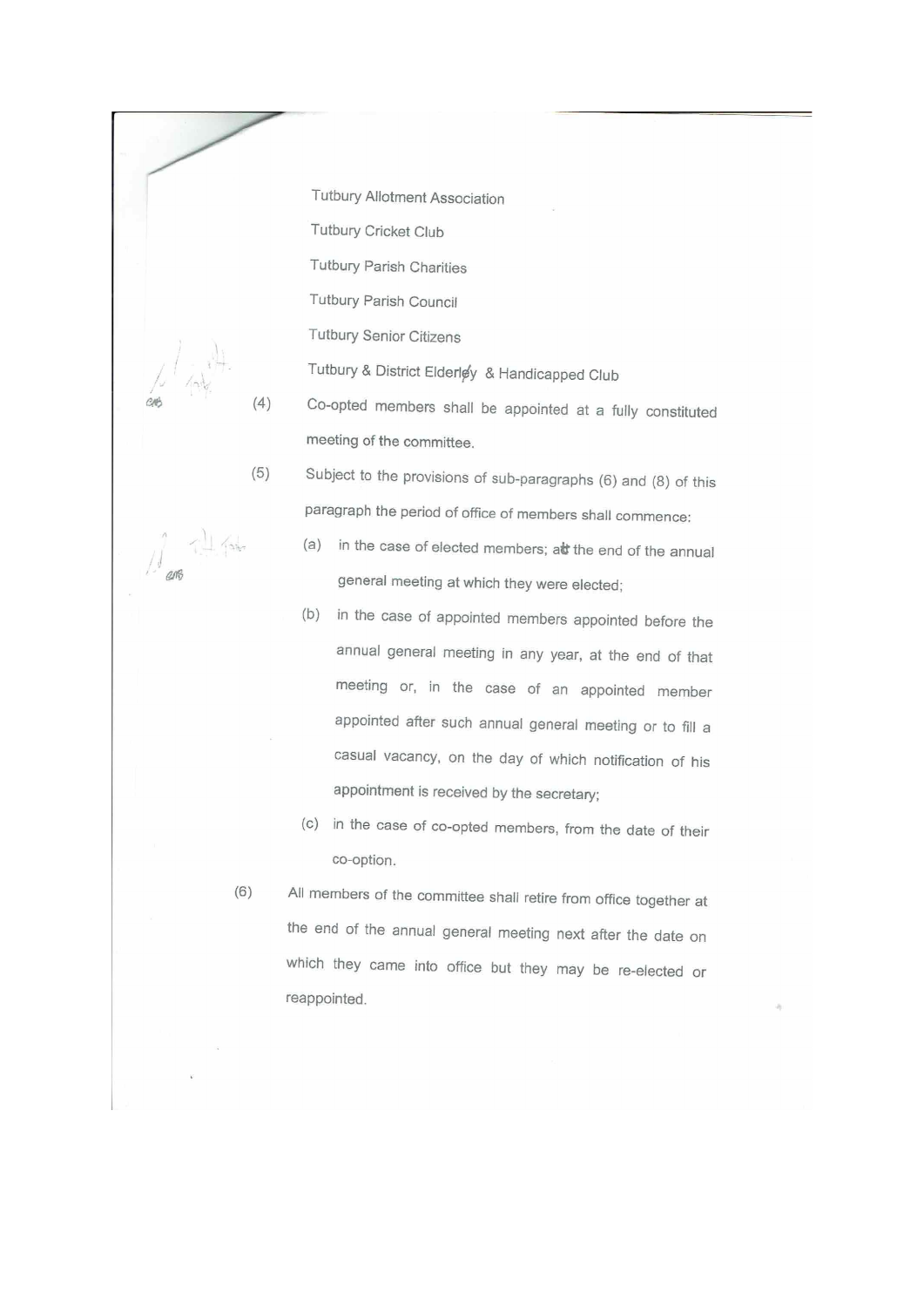Tutbury Allotment Association

Tutbury Cricket Club

Tutbury Parish Charities

Tutbury Parish Council

Tutbury Senior Citizens

Tutbury & District Elderly & Handicapped Club

(4) Co-opted members shall be appointed at a fully constituted meeting of the committee.

(5) Subject to the provisions of sub-paragraphs (6) and (8) of this paragraph the period of office of members shall commence:

(a) in the case of elected members; at the end of the annual general meeting at which they were elected;

(b) in the case of appointed members appointed before the annual general meeting in any year, at the end of that meeting or, in the case of an appointed member appointed after such annual general meeting or to fill a casual vacancy, on the day of which notification of his appointment is received by the secretary;

(c) in the case of co-opted members, from the date of their co-option.

(6) All members of the committee shall retire from office together at the end of the annual general meeting next after the date on which they came into office but they may be re-elected or reappointed.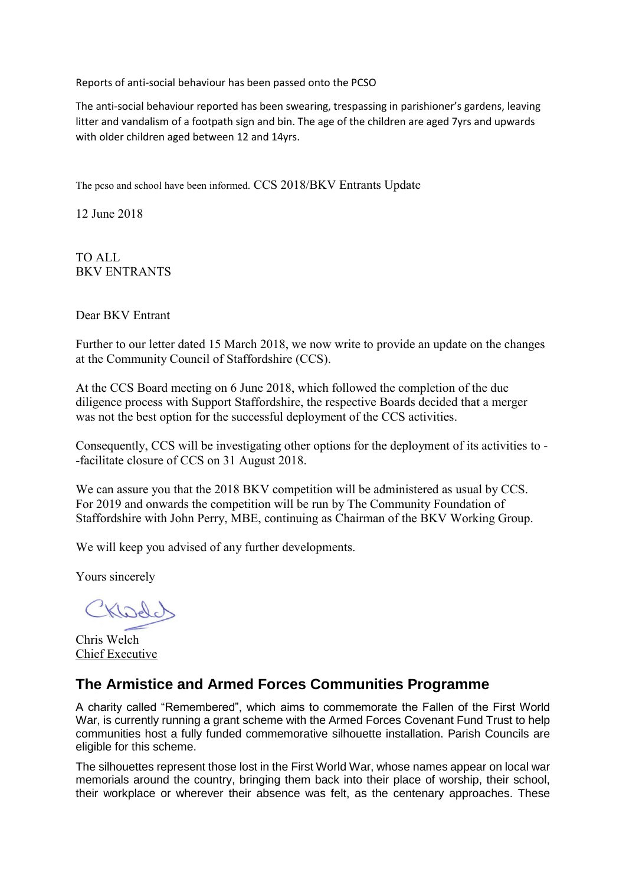Reports of anti-social behaviour has been passed onto the PCSO

The anti-social behaviour reported has been swearing, trespassing in parishioner's gardens, leaving litter and vandalism of a footpath sign and bin. The age of the children are aged 7yrs and upwards with older children aged between 12 and 14yrs.

The pcso and school have been informed. CCS 2018/BKV Entrants Update

12 June 2018

TO ALL
BKV ENTRANTS

Dear BKV Entrant

Further to our letter dated 15 March 2018, we now write to provide an update on the changes at the Community Council of Staffordshire (CCS).

At the CCS Board meeting on 6 June 2018, which followed the completion of the due diligence process with Support Staffordshire, the respective Boards decided that a merger was not the best option for the successful deployment of the CCS activities.

Consequently, CCS will be investigating other options for the deployment of its activities to - -facilitate closure of CCS on 31 August 2018.

We can assure you that the 2018 BKV competition will be administered as usual by CCS. For 2019 and onwards the competition will be run by The Community Foundation of Staffordshire with John Perry, MBE, continuing as Chairman of the BKV Working Group.

We will keep you advised of any further developments.

Yours sincerely

Chris Welch
Chief Executive

## The Armistice and Armed Forces Communities Programme

A charity called "Remembered", which aims to commemorate the Fallen of the First World War, is currently running a grant scheme with the Armed Forces Covenant Fund Trust to help communities host a fully funded commemorative silhouette installation. Parish Councils are eligible for this scheme.

The silhouettes represent those lost in the First World War, whose names appear on local war memorials around the country, bringing them back into their place of worship, their school, their workplace or wherever their absence was felt, as the centenary approaches. These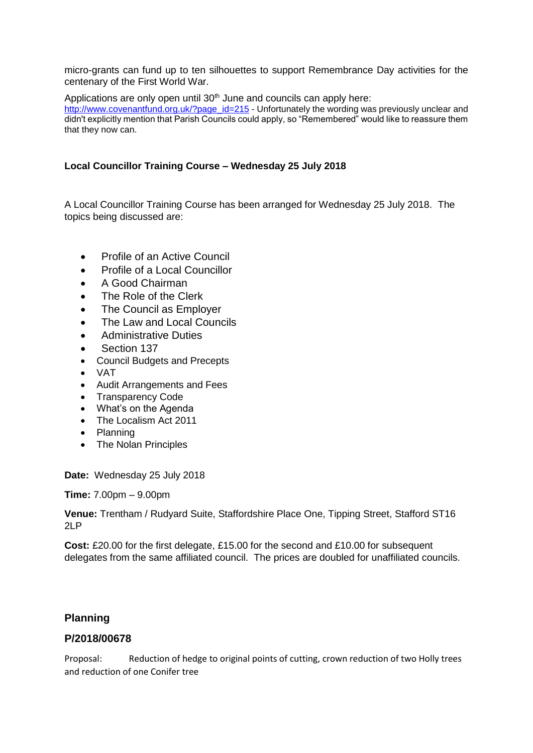micro-grants can fund up to ten silhouettes to support Remembrance Day activities for the centenary of the First World War.

Applications are only open until 30th June and councils can apply here: http://www.covenantfund.org.uk/?page_id=215 - Unfortunately the wording was previously unclear and didn't explicitly mention that Parish Councils could apply, so "Remembered" would like to reassure them that they now can.

**Local Councillor Training Course – Wednesday 25 July 2018**

A Local Councillor Training Course has been arranged for Wednesday 25 July 2018. The topics being discussed are:

- Profile of an Active Council
- Profile of a Local Councillor
- A Good Chairman
- The Role of the Clerk
- The Council as Employer
- The Law and Local Councils
- Administrative Duties
- Section 137
- Council Budgets and Precepts
- VAT
- Audit Arrangements and Fees
- Transparency Code
- What's on the Agenda
- The Localism Act 2011
- Planning
- The Nolan Principles

**Date:** Wednesday 25 July 2018

**Time:** 7.00pm – 9.00pm

**Venue:** Trentham / Rudyard Suite, Staffordshire Place One, Tipping Street, Stafford ST16 2LP

**Cost:** £20.00 for the first delegate, £15.00 for the second and £10.00 for subsequent delegates from the same affiliated council. The prices are doubled for unaffiliated councils.

## Planning

### P/2018/00678

Proposal: Reduction of hedge to original points of cutting, crown reduction of two Holly trees and reduction of one Conifer tree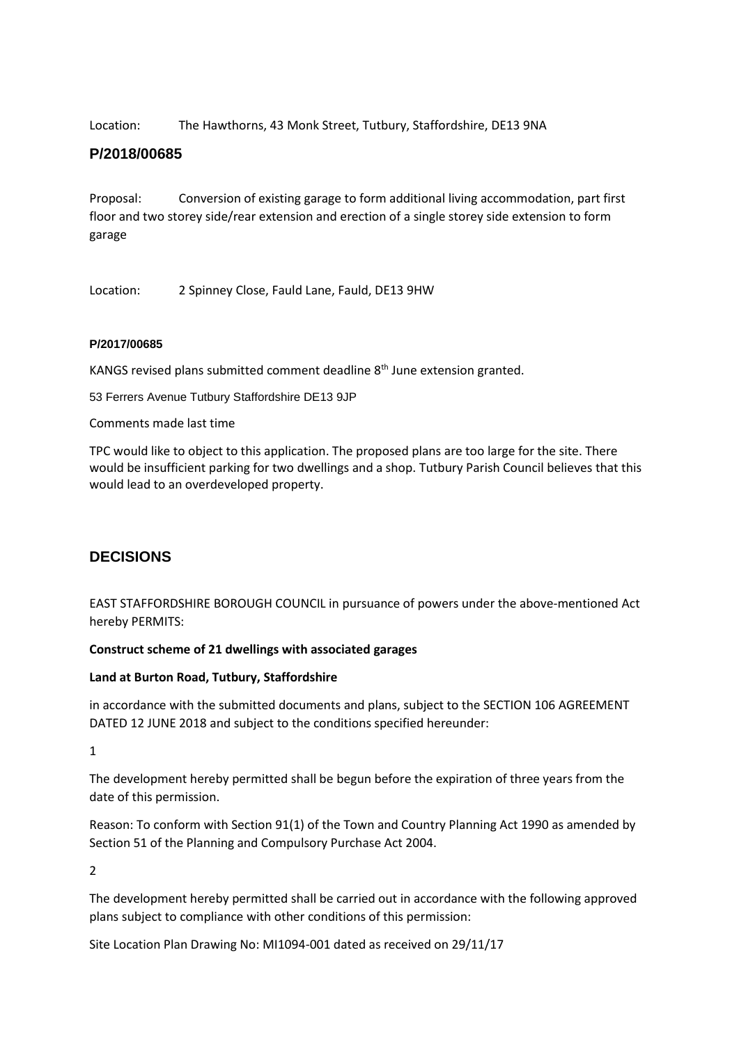Location: The Hawthorns, 43 Monk Street, Tutbury, Staffordshire, DE13 9NA

### P/2018/00685

Proposal: Conversion of existing garage to form additional living accommodation, part first floor and two storey side/rear extension and erection of a single storey side extension to form garage

Location: 2 Spinney Close, Fauld Lane, Fauld, DE13 9HW

#### P/2017/00685

KANGS revised plans submitted comment deadline 8th June extension granted.

53 Ferrers Avenue Tutbury Staffordshire DE13 9JP

Comments made last time

TPC would like to object to this application. The proposed plans are too large for the site. There would be insufficient parking for two dwellings and a shop. Tutbury Parish Council believes that this would lead to an overdeveloped property.

## DECISIONS

EAST STAFFORDSHIRE BOROUGH COUNCIL in pursuance of powers under the above-mentioned Act hereby PERMITS:

**Construct scheme of 21 dwellings with associated garages**

**Land at Burton Road, Tutbury, Staffordshire**

in accordance with the submitted documents and plans, subject to the SECTION 106 AGREEMENT DATED 12 JUNE 2018 and subject to the conditions specified hereunder:

1

The development hereby permitted shall be begun before the expiration of three years from the date of this permission.

Reason: To conform with Section 91(1) of the Town and Country Planning Act 1990 as amended by Section 51 of the Planning and Compulsory Purchase Act 2004.

2

The development hereby permitted shall be carried out in accordance with the following approved plans subject to compliance with other conditions of this permission:

Site Location Plan Drawing No: MI1094-001 dated as received on 29/11/17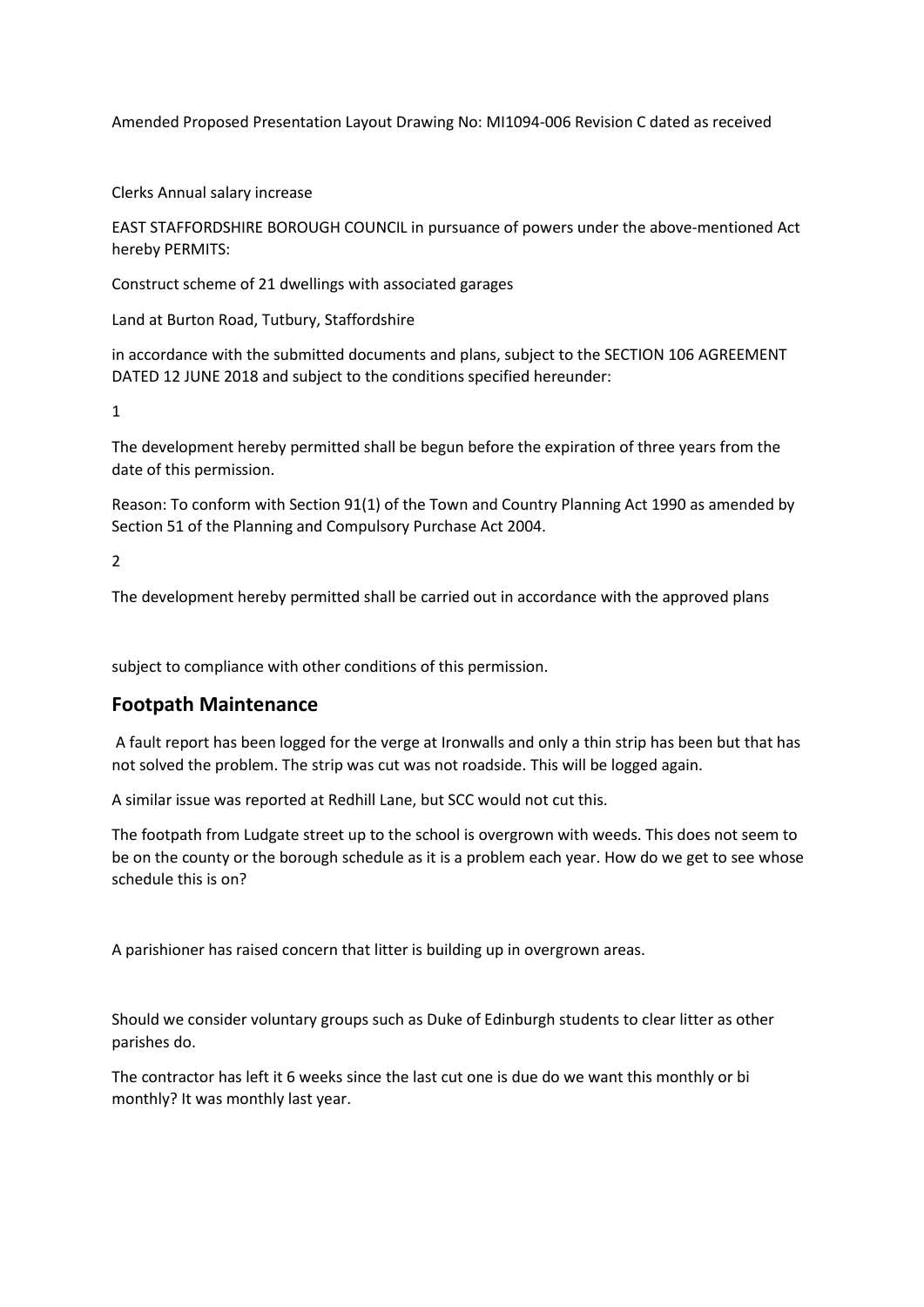Amended Proposed Presentation Layout Drawing No: MI1094-006 Revision C dated as received

Clerks Annual salary increase

EAST STAFFORDSHIRE BOROUGH COUNCIL in pursuance of powers under the above-mentioned Act hereby PERMITS:

Construct scheme of 21 dwellings with associated garages

Land at Burton Road, Tutbury, Staffordshire

in accordance with the submitted documents and plans, subject to the SECTION 106 AGREEMENT DATED 12 JUNE 2018 and subject to the conditions specified hereunder:

1

The development hereby permitted shall be begun before the expiration of three years from the date of this permission.

Reason: To conform with Section 91(1) of the Town and Country Planning Act 1990 as amended by Section 51 of the Planning and Compulsory Purchase Act 2004.

2

The development hereby permitted shall be carried out in accordance with the approved plans

subject to compliance with other conditions of this permission.

## Footpath Maintenance

A fault report has been logged for the verge at Ironwalls and only a thin strip has been but that has not solved the problem. The strip was cut was not roadside. This will be logged again.

A similar issue was reported at Redhill Lane, but SCC would not cut this.

The footpath from Ludgate street up to the school is overgrown with weeds. This does not seem to be on the county or the borough schedule as it is a problem each year. How do we get to see whose schedule this is on?

A parishioner has raised concern that litter is building up in overgrown areas.

Should we consider voluntary groups such as Duke of Edinburgh students to clear litter as other parishes do.

The contractor has left it 6 weeks since the last cut one is due do we want this monthly or bi monthly? It was monthly last year.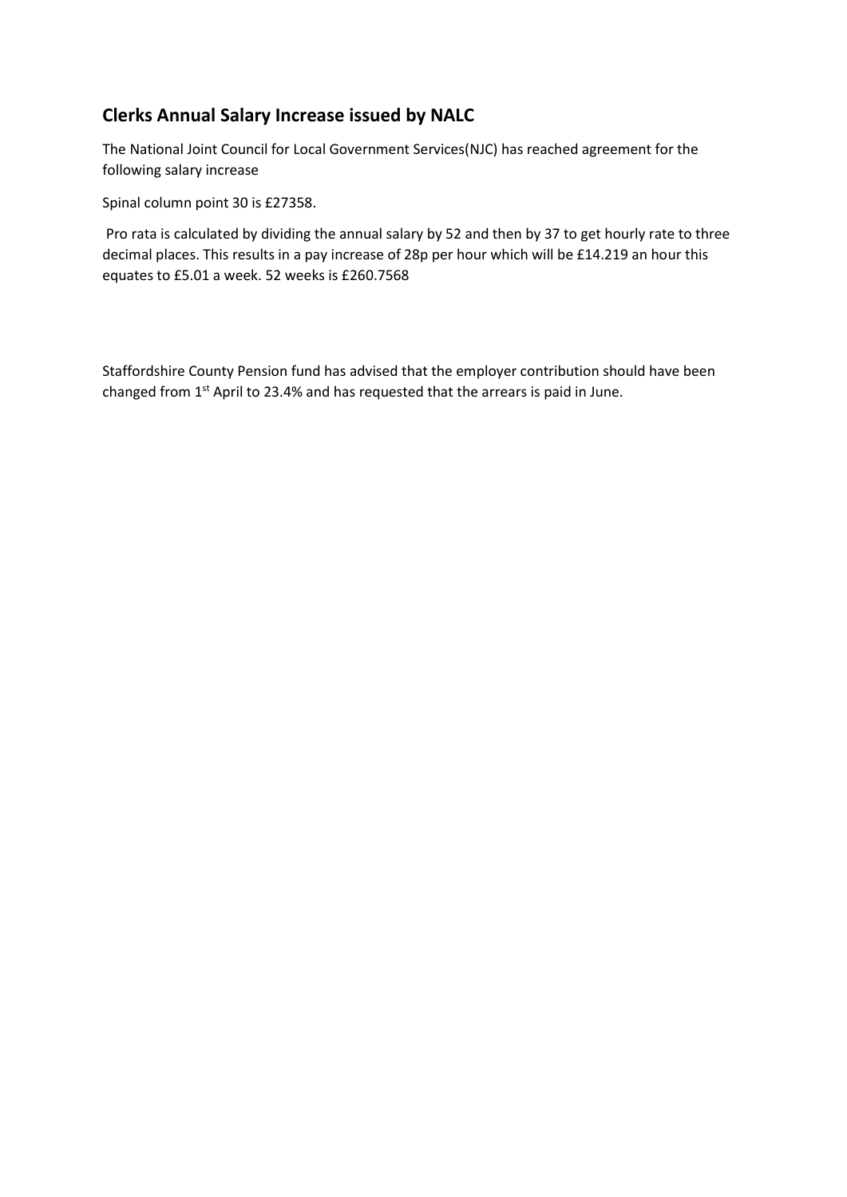## Clerks Annual Salary Increase issued by NALC

The National Joint Council for Local Government Services(NJC) has reached agreement for the following salary increase

Spinal column point 30 is £27358.

Pro rata is calculated by dividing the annual salary by 52 and then by 37 to get hourly rate to three decimal places. This results in a pay increase of 28p per hour which will be £14.219 an hour this equates to £5.01 a week. 52 weeks is £260.7568

Staffordshire County Pension fund has advised that the employer contribution should have been changed from 1st April to 23.4% and has requested that the arrears is paid in June.